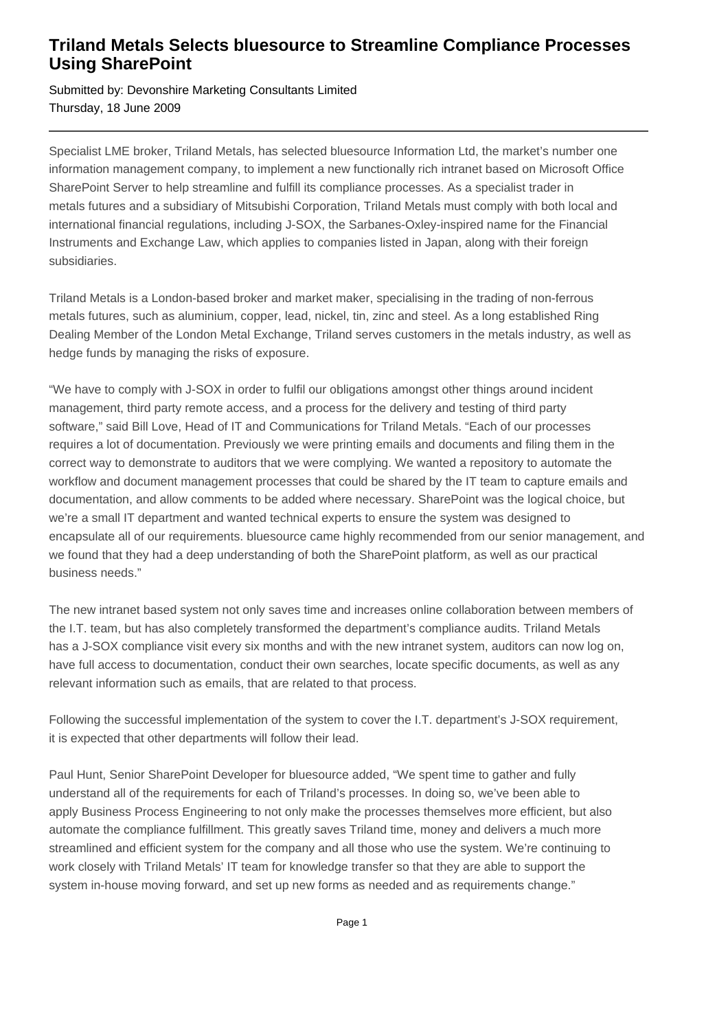# Triland Metals Selects bluesource to Streamline Compliance Processes Using SharePoint

Submitted by: Devonshire Marketing Consultants Limited
Thursday, 18 June 2009

---

Specialist LME broker, Triland Metals, has selected bluesource Information Ltd, the market's number one information management company, to implement a new functionally rich intranet based on Microsoft Office SharePoint Server to help streamline and fulfill its compliance processes. As a specialist trader in metals futures and a subsidiary of Mitsubishi Corporation, Triland Metals must comply with both local and international financial regulations, including J-SOX, the Sarbanes-Oxley-inspired name for the Financial Instruments and Exchange Law, which applies to companies listed in Japan, along with their foreign subsidiaries.

Triland Metals is a London-based broker and market maker, specialising in the trading of non-ferrous metals futures, such as aluminium, copper, lead, nickel, tin, zinc and steel. As a long established Ring Dealing Member of the London Metal Exchange, Triland serves customers in the metals industry, as well as hedge funds by managing the risks of exposure.

"We have to comply with J-SOX in order to fulfil our obligations amongst other things around incident management, third party remote access, and a process for the delivery and testing of third party software," said Bill Love, Head of IT and Communications for Triland Metals. "Each of our processes requires a lot of documentation. Previously we were printing emails and documents and filing them in the correct way to demonstrate to auditors that we were complying. We wanted a repository to automate the workflow and document management processes that could be shared by the IT team to capture emails and documentation, and allow comments to be added where necessary. SharePoint was the logical choice, but we're a small IT department and wanted technical experts to ensure the system was designed to encapsulate all of our requirements. bluesource came highly recommended from our senior management, and we found that they had a deep understanding of both the SharePoint platform, as well as our practical business needs."

The new intranet based system not only saves time and increases online collaboration between members of the I.T. team, but has also completely transformed the department's compliance audits. Triland Metals has a J-SOX compliance visit every six months and with the new intranet system, auditors can now log on, have full access to documentation, conduct their own searches, locate specific documents, as well as any relevant information such as emails, that are related to that process.

Following the successful implementation of the system to cover the I.T. department's J-SOX requirement, it is expected that other departments will follow their lead.

Paul Hunt, Senior SharePoint Developer for bluesource added, "We spent time to gather and fully understand all of the requirements for each of Triland's processes. In doing so, we've been able to apply Business Process Engineering to not only make the processes themselves more efficient, but also automate the compliance fulfillment. This greatly saves Triland time, money and delivers a much more streamlined and efficient system for the company and all those who use the system. We're continuing to work closely with Triland Metals' IT team for knowledge transfer so that they are able to support the system in-house moving forward, and set up new forms as needed and as requirements change."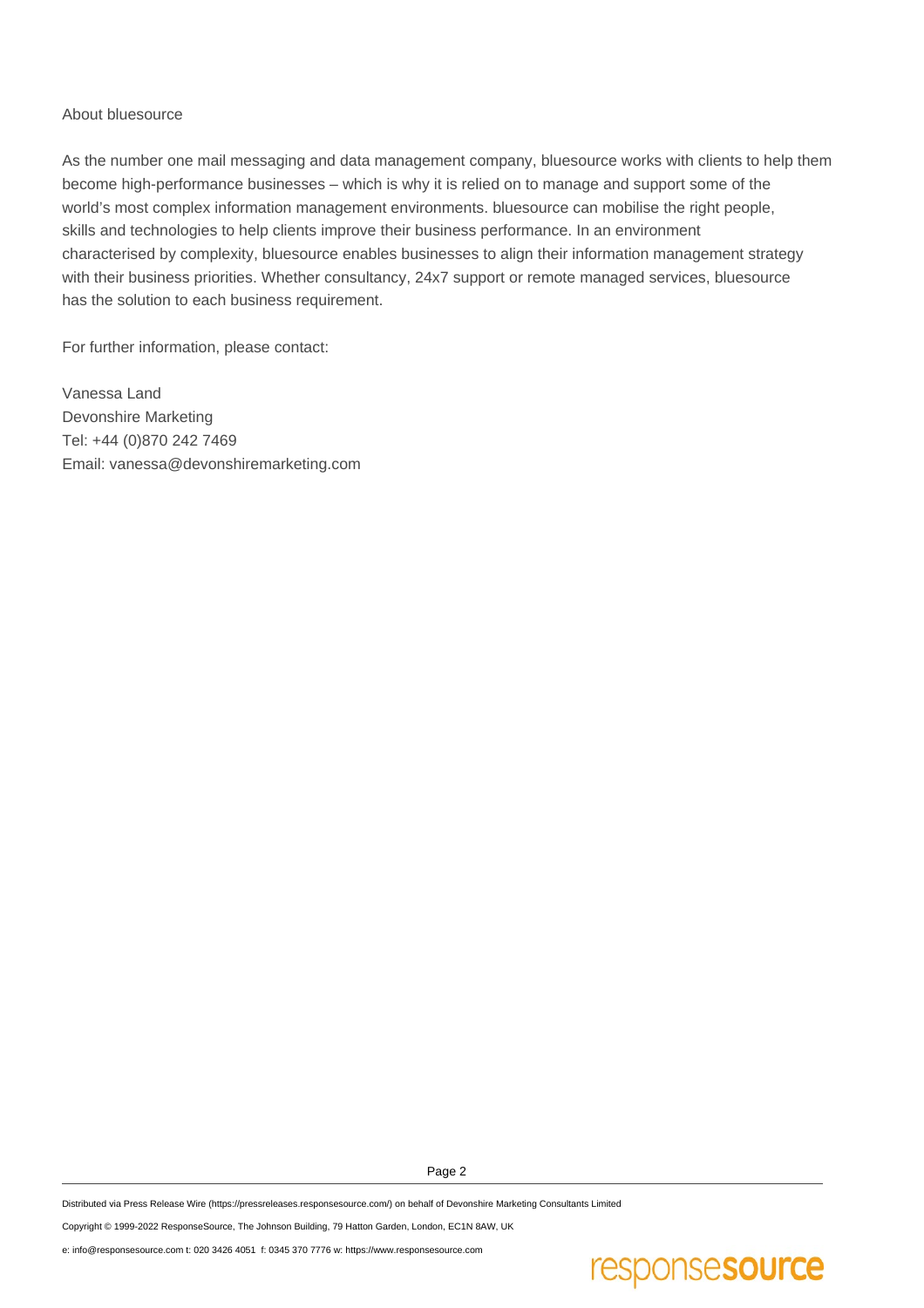About bluesource

As the number one mail messaging and data management company, bluesource works with clients to help them become high-performance businesses – which is why it is relied on to manage and support some of the world's most complex information management environments. bluesource can mobilise the right people, skills and technologies to help clients improve their business performance. In an environment characterised by complexity, bluesource enables businesses to align their information management strategy with their business priorities. Whether consultancy, 24x7 support or remote managed services, bluesource has the solution to each business requirement.

For further information, please contact:

Vanessa Land
Devonshire Marketing
Tel: +44 (0)870 242 7469
Email: vanessa@devonshiremarketing.com

Distributed via Press Release Wire (https://pressreleases.responsesource.com/) on behalf of Devonshire Marketing Consultants Limited

Copyright © 1999-2022 ResponseSource, The Johnson Building, 79 Hatton Garden, London, EC1N 8AW, UK

e: info@responsesource.com t: 020 3426 4051 f: 0345 370 7776 w: https://www.responsesource.com